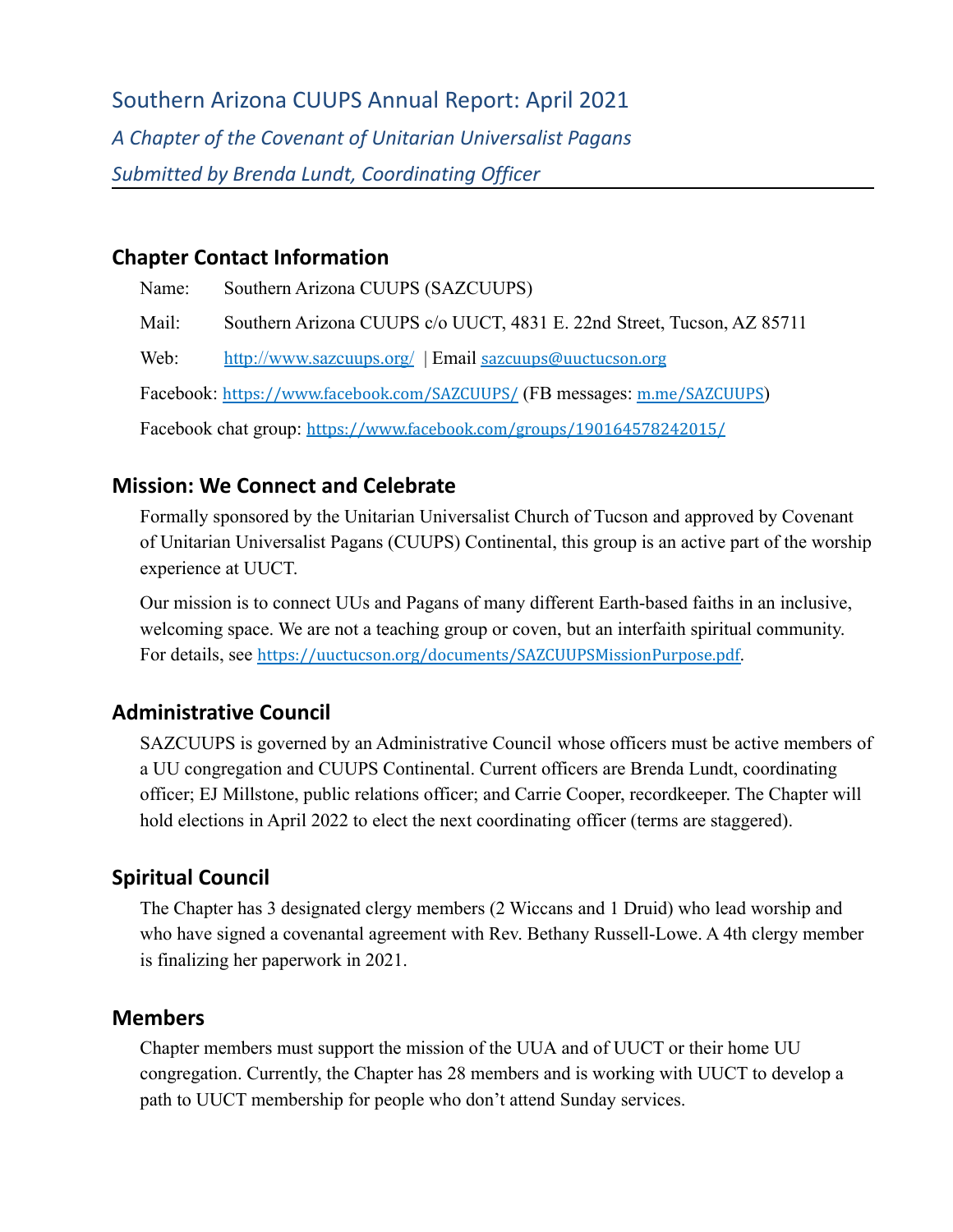# Southern Arizona CUUPS Annual Report: April 2021

*A Chapter of the Covenant of Unitarian Universalist Pagans*

*Submitted by Brenda Lundt, Coordinating Officer*

## Chapter Contact Information

Name: Southern Arizona CUUPS (SAZCUUPS)

Mail: Southern Arizona CUUPS c/o UUCT, 4831 E. 22nd Street, Tucson, AZ 85711

Web: http://www.sazcuups.org/ | Email sazcuups@uuctucson.org

Facebook: https://www.facebook.com/SAZCUUPS/ (FB messages: m.me/SAZCUUPS)

Facebook chat group: https://www.facebook.com/groups/190164578242015/

## Mission: We Connect and Celebrate

Formally sponsored by the Unitarian Universalist Church of Tucson and approved by Covenant of Unitarian Universalist Pagans (CUUPS) Continental, this group is an active part of the worship experience at UUCT.

Our mission is to connect UUs and Pagans of many different Earth-based faiths in an inclusive, welcoming space. We are not a teaching group or coven, but an interfaith spiritual community. For details, see https://uuctucson.org/documents/SAZCUUPSMissionPurpose.pdf.

## Administrative Council

SAZCUUPS is governed by an Administrative Council whose officers must be active members of a UU congregation and CUUPS Continental. Current officers are Brenda Lundt, coordinating officer; EJ Millstone, public relations officer; and Carrie Cooper, recordkeeper. The Chapter will hold elections in April 2022 to elect the next coordinating officer (terms are staggered).

## Spiritual Council

The Chapter has 3 designated clergy members (2 Wiccans and 1 Druid) who lead worship and who have signed a covenantal agreement with Rev. Bethany Russell-Lowe. A 4th clergy member is finalizing her paperwork in 2021.

## Members

Chapter members must support the mission of the UUA and of UUCT or their home UU congregation. Currently, the Chapter has 28 members and is working with UUCT to develop a path to UUCT membership for people who don't attend Sunday services.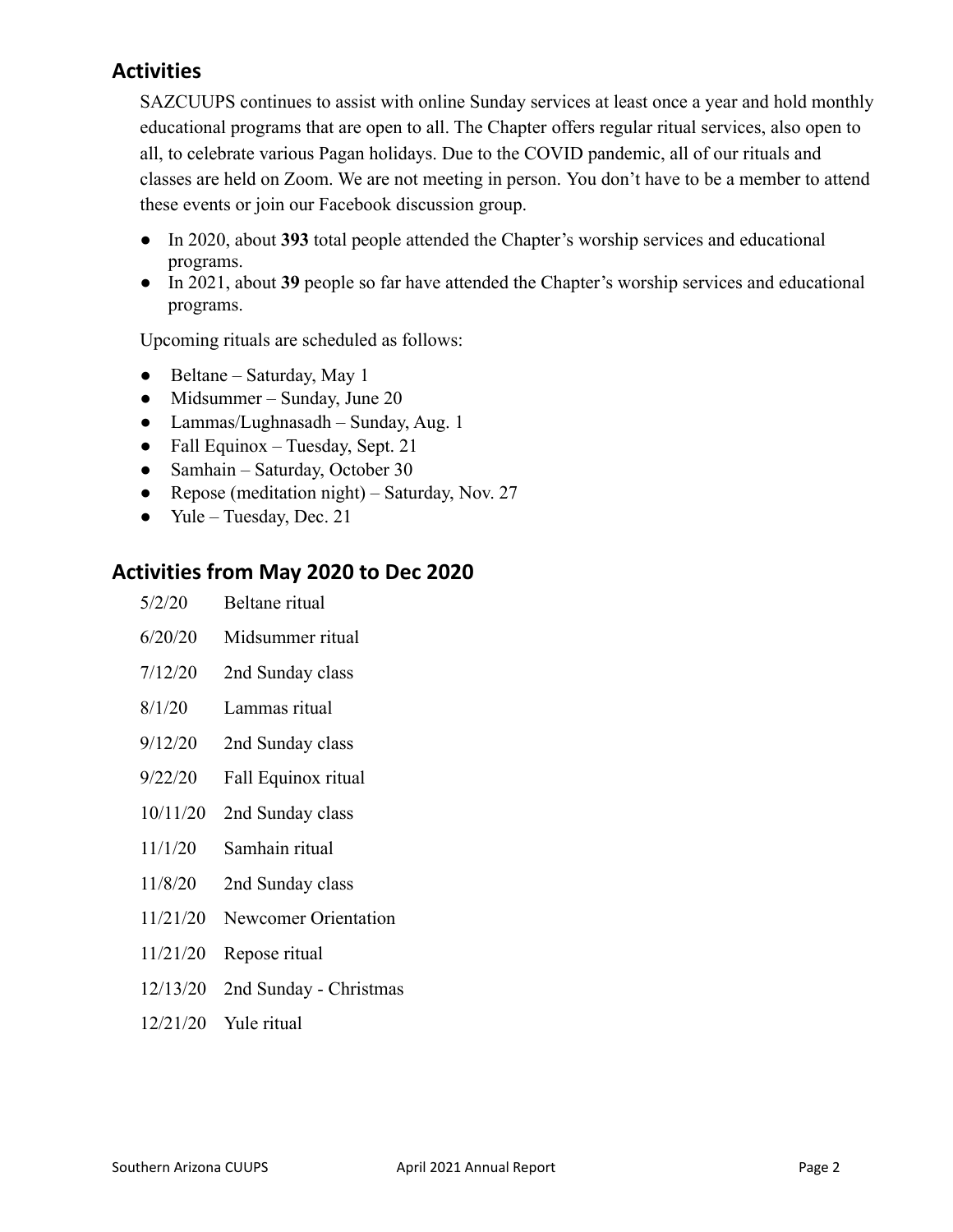## Activities

SAZCUUPS continues to assist with online Sunday services at least once a year and hold monthly educational programs that are open to all. The Chapter offers regular ritual services, also open to all, to celebrate various Pagan holidays. Due to the COVID pandemic, all of our rituals and classes are held on Zoom. We are not meeting in person. You don't have to be a member to attend these events or join our Facebook discussion group.

- In 2020, about **393** total people attended the Chapter's worship services and educational programs.
- In 2021, about **39** people so far have attended the Chapter's worship services and educational programs.

Upcoming rituals are scheduled as follows:

- Beltane – Saturday, May 1
- Midsummer – Sunday, June 20
- Lammas/Lughnasadh – Sunday, Aug. 1
- Fall Equinox – Tuesday, Sept. 21
- Samhain – Saturday, October 30
- Repose (meditation night) – Saturday, Nov. 27
- Yule – Tuesday, Dec. 21

## Activities from May 2020 to Dec 2020

| | |
|---|---|
| 5/2/20 | Beltane ritual |
| 6/20/20 | Midsummer ritual |
| 7/12/20 | 2nd Sunday class |
| 8/1/20 | Lammas ritual |
| 9/12/20 | 2nd Sunday class |
| 9/22/20 | Fall Equinox ritual |
| 10/11/20 | 2nd Sunday class |
| 11/1/20 | Samhain ritual |
| 11/8/20 | 2nd Sunday class |
| 11/21/20 | Newcomer Orientation |
| 11/21/20 | Repose ritual |
| 12/13/20 | 2nd Sunday - Christmas |
| 12/21/20 | Yule ritual |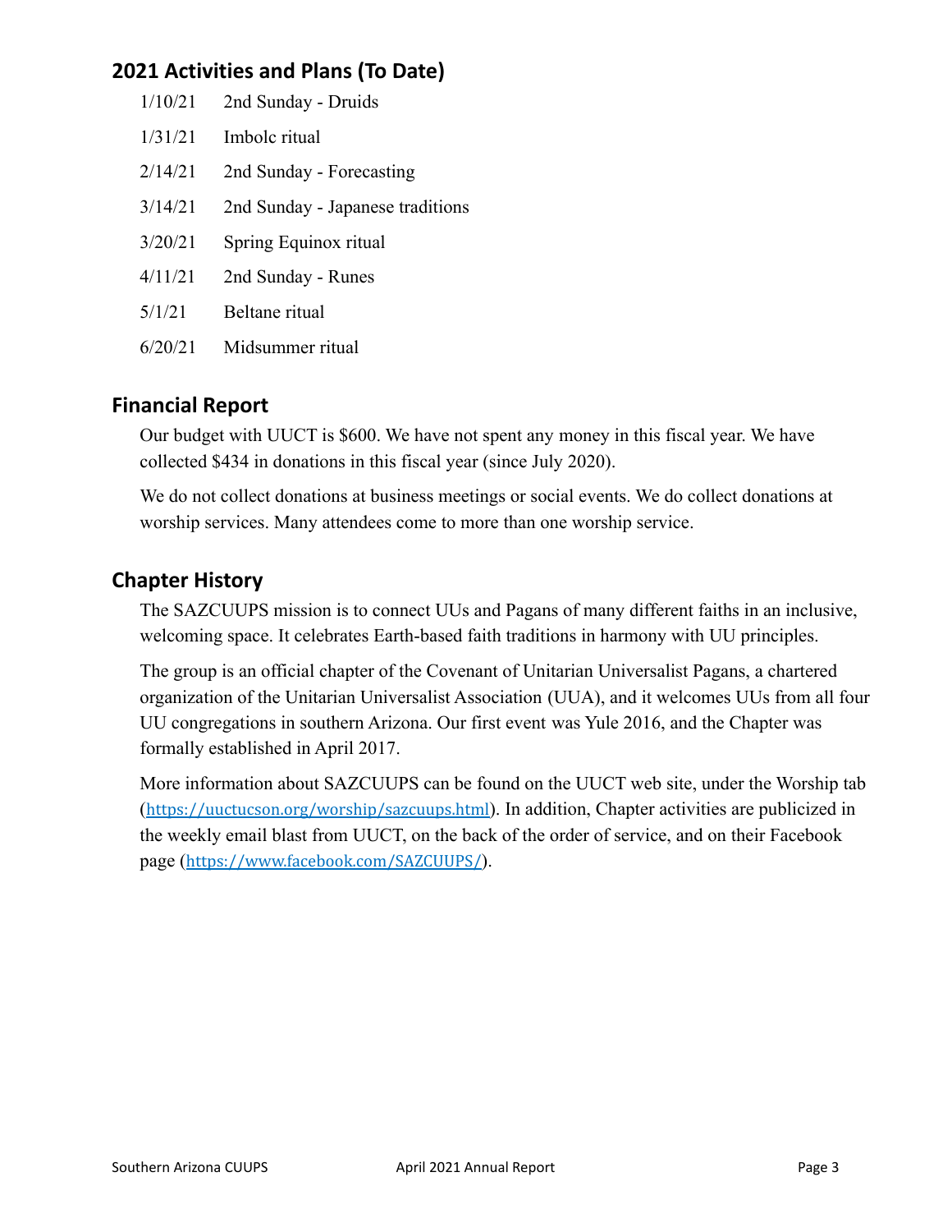## 2021 Activities and Plans (To Date)

| | |
|---|---|
| 1/10/21 | 2nd Sunday - Druids |
| 1/31/21 | Imbolc ritual |
| 2/14/21 | 2nd Sunday - Forecasting |
| 3/14/21 | 2nd Sunday - Japanese traditions |
| 3/20/21 | Spring Equinox ritual |
| 4/11/21 | 2nd Sunday - Runes |
| 5/1/21 | Beltane ritual |
| 6/20/21 | Midsummer ritual |

## Financial Report

Our budget with UUCT is $600. We have not spent any money in this fiscal year. We have collected $434 in donations in this fiscal year (since July 2020).

We do not collect donations at business meetings or social events. We do collect donations at worship services. Many attendees come to more than one worship service.

## Chapter History

The SAZCUUPS mission is to connect UUs and Pagans of many different faiths in an inclusive, welcoming space. It celebrates Earth-based faith traditions in harmony with UU principles.

The group is an official chapter of the Covenant of Unitarian Universalist Pagans, a chartered organization of the Unitarian Universalist Association (UUA), and it welcomes UUs from all four UU congregations in southern Arizona. Our first event was Yule 2016, and the Chapter was formally established in April 2017.

More information about SAZCUUPS can be found on the UUCT web site, under the Worship tab (https://uuctucson.org/worship/sazcuups.html). In addition, Chapter activities are publicized in the weekly email blast from UUCT, on the back of the order of service, and on their Facebook page (https://www.facebook.com/SAZCUUPS/).